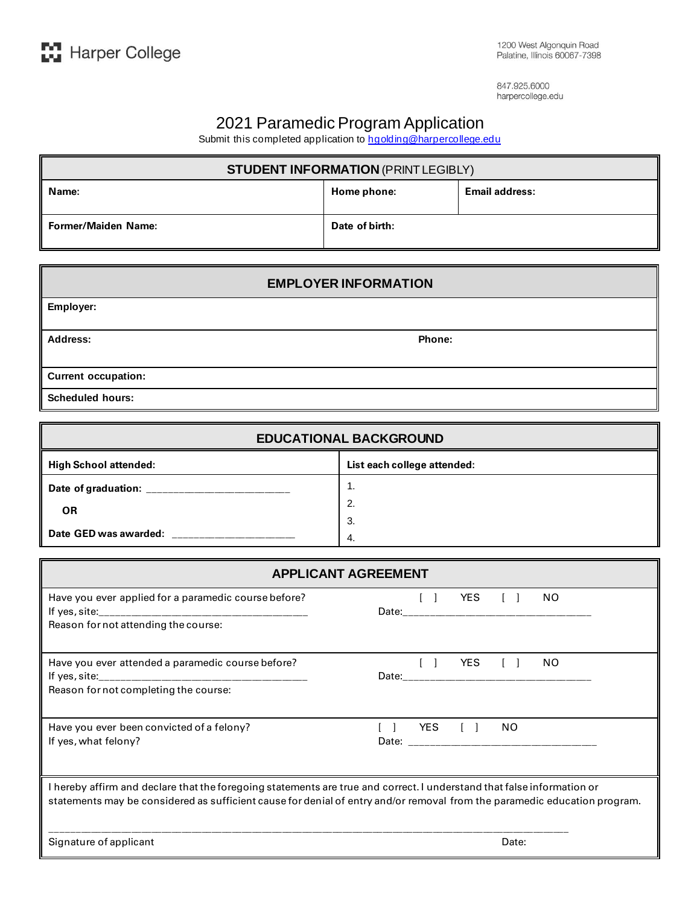Harper College

1200 West Algonquin Road
Palatine, Illinois 60067-7398

847.925.6000
harpercollege.edu

# 2021 Paramedic Program Application

Submit this completed application to hgolding@harpercollege.edu

| **STUDENT INFORMATION** (PRINT LEGIBLY) | | |
|---|---|---|
| **Name:** | **Home phone:** | **Email address:** |
| **Former/Maiden Name:** | **Date of birth:** | |

| **EMPLOYER INFORMATION** | |
|---|---|
| **Employer:** | |
| **Address:** | **Phone:** |
| **Current occupation:** | |
| **Scheduled hours:** | |

| **EDUCATIONAL BACKGROUND** | |
|---|---|
| **High School attended:** | **List each college attended:** |
| **Date of graduation:** _________________________ | 1. |
| **OR** | 2. |
| | 3. |
| **Date GED was awarded:** _____________________ | 4. |

| **APPLICANT AGREEMENT** | |
|---|---|
| Have you ever applied for a paramedic course before?<br>If yes, site:_____________________________________<br>Reason for not attending the course: | [ ] YES [ ] NO<br>Date:__________________________________ |
| Have you ever attended a paramedic course before?<br>If yes, site:_____________________________________<br>Reason for not completing the course: | [ ] YES [ ] NO<br>Date:__________________________________ |
| Have you ever been convicted of a felony?<br>If yes, what felony? | [ ] YES [ ] NO<br>Date: _________________________________ |

I hereby affirm and declare that the foregoing statements are true and correct. I understand that false information or statements may be considered as sufficient cause for denial of entry and/or removal from the paramedic education program.

______________________________________________________________________________________

Signature of applicant Date: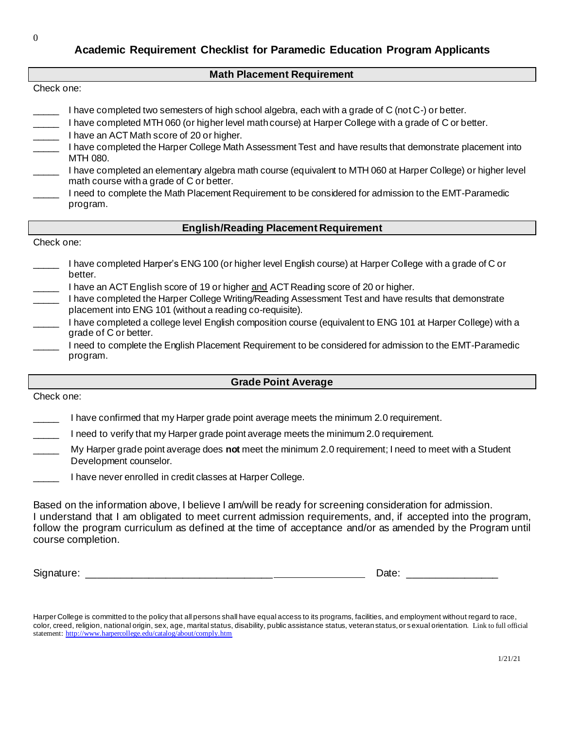# Academic Requirement Checklist for Paramedic Education Program Applicants

## Math Placement Requirement

Check one:

_____ I have completed two semesters of high school algebra, each with a grade of C (not C-) or better.
_____ I have completed MTH 060 (or higher level math course) at Harper College with a grade of C or better.
_____ I have an ACT Math score of 20 or higher.
_____ I have completed the Harper College Math Assessment Test and have results that demonstrate placement into MTH 080.
_____ I have completed an elementary algebra math course (equivalent to MTH 060 at Harper College) or higher level math course with a grade of C or better.
_____ I need to complete the Math Placement Requirement to be considered for admission to the EMT-Paramedic program.

## English/Reading Placement Requirement

Check one:

_____ I have completed Harper's ENG 100 (or higher level English course) at Harper College with a grade of C or better.
_____ I have an ACT English score of 19 or higher and ACT Reading score of 20 or higher.
_____ I have completed the Harper College Writing/Reading Assessment Test and have results that demonstrate placement into ENG 101 (without a reading co-requisite).
_____ I have completed a college level English composition course (equivalent to ENG 101 at Harper College) with a grade of C or better.
_____ I need to complete the English Placement Requirement to be considered for admission to the EMT-Paramedic program.

## Grade Point Average

Check one:

_____ I have confirmed that my Harper grade point average meets the minimum 2.0 requirement.
_____ I need to verify that my Harper grade point average meets the minimum 2.0 requirement.
_____ My Harper grade point average does **not** meet the minimum 2.0 requirement; I need to meet with a Student Development counselor.
_____ I have never enrolled in credit classes at Harper College.

Based on the information above, I believe I am/will be ready for screening consideration for admission. I understand that I am obligated to meet current admission requirements, and, if accepted into the program, follow the program curriculum as defined at the time of acceptance and/or as amended by the Program until course completion.

Signature: ________________________________________________ Date: ________________

Harper College is committed to the policy that all persons shall have equal access to its programs, facilities, and employment without regard to race, color, creed, religion, national origin, sex, age, marital status, disability, public assistance status, veteran status, or sexual orientation. Link to full official statement: http://www.harpercollege.edu/catalog/about/comply.htm

1/21/21